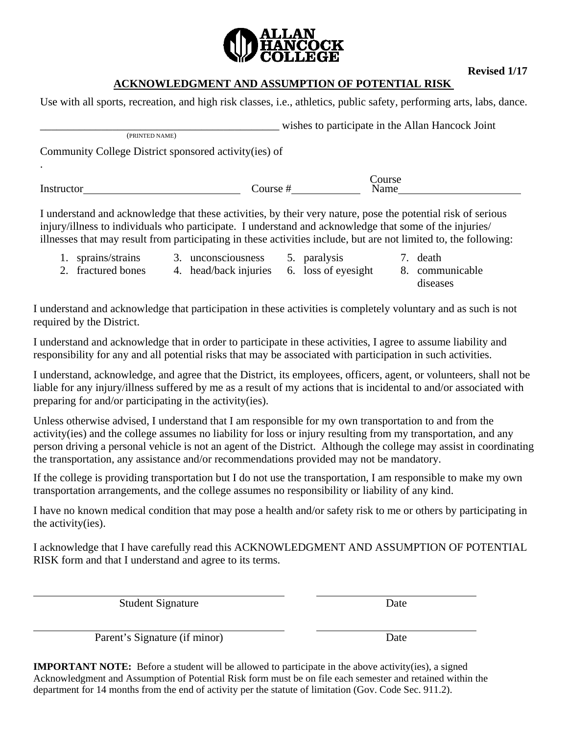ALLAN HANCOCK COLLEGE

**Revised 1/17**

## ACKNOWLEDGMENT AND ASSUMPTION OF POTENTIAL RISK

Use with all sports, recreation, and high risk classes, i.e., athletics, public safety, performing arts, labs, dance.

\_\_\_\_\_\_\_\_\_\_\_\_\_\_\_\_\_\_\_\_\_\_\_\_\_\_\_\_\_\_\_\_\_\_\_\_\_\_\_\_\_\_\_ wishes to participate in the Allan Hancock Joint
(PRINTED NAME)

Community College District sponsored activity(ies) of

.

Instructor\_\_\_\_\_\_\_\_\_\_\_\_\_\_\_\_\_\_\_\_\_\_\_\_\_\_ Course #\_\_\_\_\_\_\_\_\_\_\_ Course Name\_\_\_\_\_\_\_\_\_\_\_\_\_\_\_\_\_\_\_\_

I understand and acknowledge that these activities, by their very nature, pose the potential risk of serious injury/illness to individuals who participate. I understand and acknowledge that some of the injuries/ illnesses that may result from participating in these activities include, but are not limited to, the following:

1. sprains/strains
2. fractured bones
3. unconsciousness
4. head/back injuries
5. paralysis
6. loss of eyesight
7. death
8. communicable diseases

I understand and acknowledge that participation in these activities is completely voluntary and as such is not required by the District.

I understand and acknowledge that in order to participate in these activities, I agree to assume liability and responsibility for any and all potential risks that may be associated with participation in such activities.

I understand, acknowledge, and agree that the District, its employees, officers, agent, or volunteers, shall not be liable for any injury/illness suffered by me as a result of my actions that is incidental to and/or associated with preparing for and/or participating in the activity(ies).

Unless otherwise advised, I understand that I am responsible for my own transportation to and from the activity(ies) and the college assumes no liability for loss or injury resulting from my transportation, and any person driving a personal vehicle is not an agent of the District. Although the college may assist in coordinating the transportation, any assistance and/or recommendations provided may not be mandatory.

If the college is providing transportation but I do not use the transportation, I am responsible to make my own transportation arrangements, and the college assumes no responsibility or liability of any kind.

I have no known medical condition that may pose a health and/or safety risk to me or others by participating in the activity(ies).

I acknowledge that I have carefully read this ACKNOWLEDGMENT AND ASSUMPTION OF POTENTIAL RISK form and that I understand and agree to its terms.

\_\_\_\_\_\_\_\_\_\_\_\_\_\_\_\_\_\_\_\_\_\_\_\_\_\_\_\_\_\_\_\_\_\_\_\_\_\_ \_\_\_\_\_\_\_\_\_\_\_\_\_\_\_\_\_\_\_\_\_\_\_\_
Student Signature Date

\_\_\_\_\_\_\_\_\_\_\_\_\_\_\_\_\_\_\_\_\_\_\_\_\_\_\_\_\_\_\_\_\_\_\_\_\_\_ \_\_\_\_\_\_\_\_\_\_\_\_\_\_\_\_\_\_\_\_\_\_\_\_
Parent's Signature (if minor) Date

**IMPORTANT NOTE:** Before a student will be allowed to participate in the above activity(ies), a signed Acknowledgment and Assumption of Potential Risk form must be on file each semester and retained within the department for 14 months from the end of activity per the statute of limitation (Gov. Code Sec. 911.2).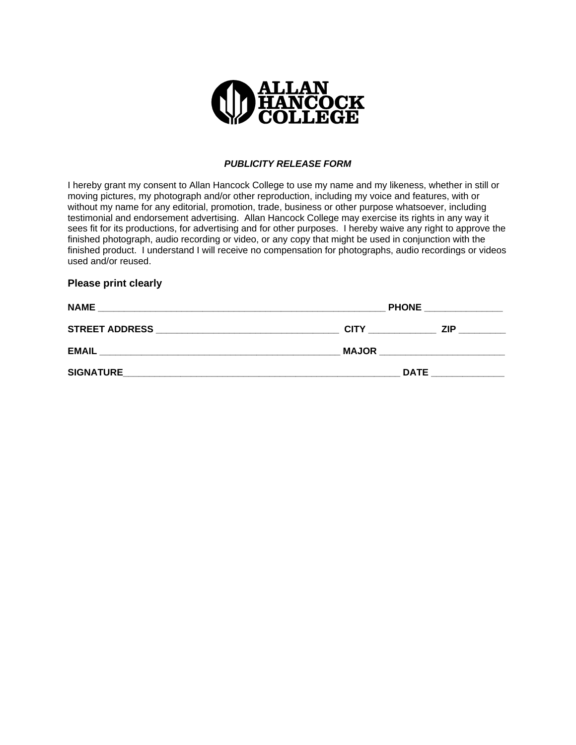**ALLAN HANCOCK COLLEGE**

***PUBLICITY RELEASE FORM***

I hereby grant my consent to Allan Hancock College to use my name and my likeness, whether in still or moving pictures, my photograph and/or other reproduction, including my voice and features, with or without my name for any editorial, promotion, trade, business or other purpose whatsoever, including testimonial and endorsement advertising. Allan Hancock College may exercise its rights in any way it sees fit for its productions, for advertising and for other purposes. I hereby waive any right to approve the finished photograph, audio recording or video, or any copy that might be used in conjunction with the finished product. I understand I will receive no compensation for photographs, audio recordings or videos used and/or reused.

**Please print clearly**

**NAME** _______________________________________________________ **PHONE** _______________

**STREET ADDRESS** ___________________________________ **CITY** _____________ **ZIP** _________

**EMAIL** ______________________________________________ **MAJOR** ________________________

**SIGNATURE**_____________________________________________________ **DATE** ______________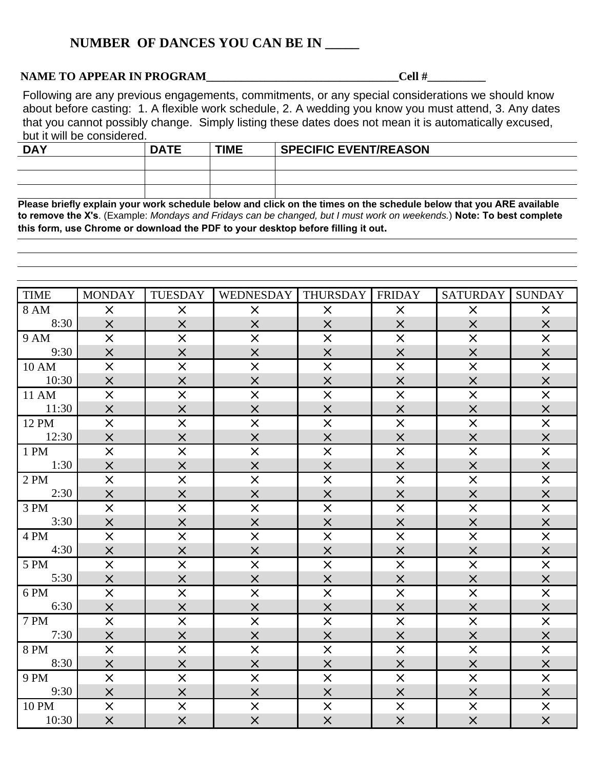**NUMBER OF DANCES YOU CAN BE IN _____**

**NAME TO APPEAR IN PROGRAM________________________________Cell #__________**

Following are any previous engagements, commitments, or any special considerations we should know about before casting: 1. A flexible work schedule, 2. A wedding you know you must attend, 3. Any dates that you cannot possibly change. Simply listing these dates does not mean it is automatically excused, but it will be considered.

| DAY | DATE | TIME | SPECIFIC EVENT/REASON |
|---|---|---|---|
| | | | |
| | | | |
| | | | |

**Please briefly explain your work schedule below and click on the times on the schedule below that you ARE available to remove the X's**. (Example: *Mondays and Fridays can be changed, but I must work on weekends.*) **Note: To best complete this form, use Chrome or download the PDF to your desktop before filling it out.**

___

___

___

___

| TIME | MONDAY | TUESDAY | WEDNESDAY | THURSDAY | FRIDAY | SATURDAY | SUNDAY |
|---|---|---|---|---|---|---|---|
| 8 AM | × | × | × | × | × | × | × |
| 8:30 | × | × | × | × | × | × | × |
| 9 AM | × | × | × | × | × | × | × |
| 9:30 | × | × | × | × | × | × | × |
| 10 AM | × | × | × | × | × | × | × |
| 10:30 | × | × | × | × | × | × | × |
| 11 AM | × | × | × | × | × | × | × |
| 11:30 | × | × | × | × | × | × | × |
| 12 PM | × | × | × | × | × | × | × |
| 12:30 | × | × | × | × | × | × | × |
| 1 PM | × | × | × | × | × | × | × |
| 1:30 | × | × | × | × | × | × | × |
| 2 PM | × | × | × | × | × | × | × |
| 2:30 | × | × | × | × | × | × | × |
| 3 PM | × | × | × | × | × | × | × |
| 3:30 | × | × | × | × | × | × | × |
| 4 PM | × | × | × | × | × | × | × |
| 4:30 | × | × | × | × | × | × | × |
| 5 PM | × | × | × | × | × | × | × |
| 5:30 | × | × | × | × | × | × | × |
| 6 PM | × | × | × | × | × | × | × |
| 6:30 | × | × | × | × | × | × | × |
| 7 PM | × | × | × | × | × | × | × |
| 7:30 | × | × | × | × | × | × | × |
| 8 PM | × | × | × | × | × | × | × |
| 8:30 | × | × | × | × | × | × | × |
| 9 PM | × | × | × | × | × | × | × |
| 9:30 | × | × | × | × | × | × | × |
| 10 PM | × | × | × | × | × | × | × |
| 10:30 | × | × | × | × | × | × | × |